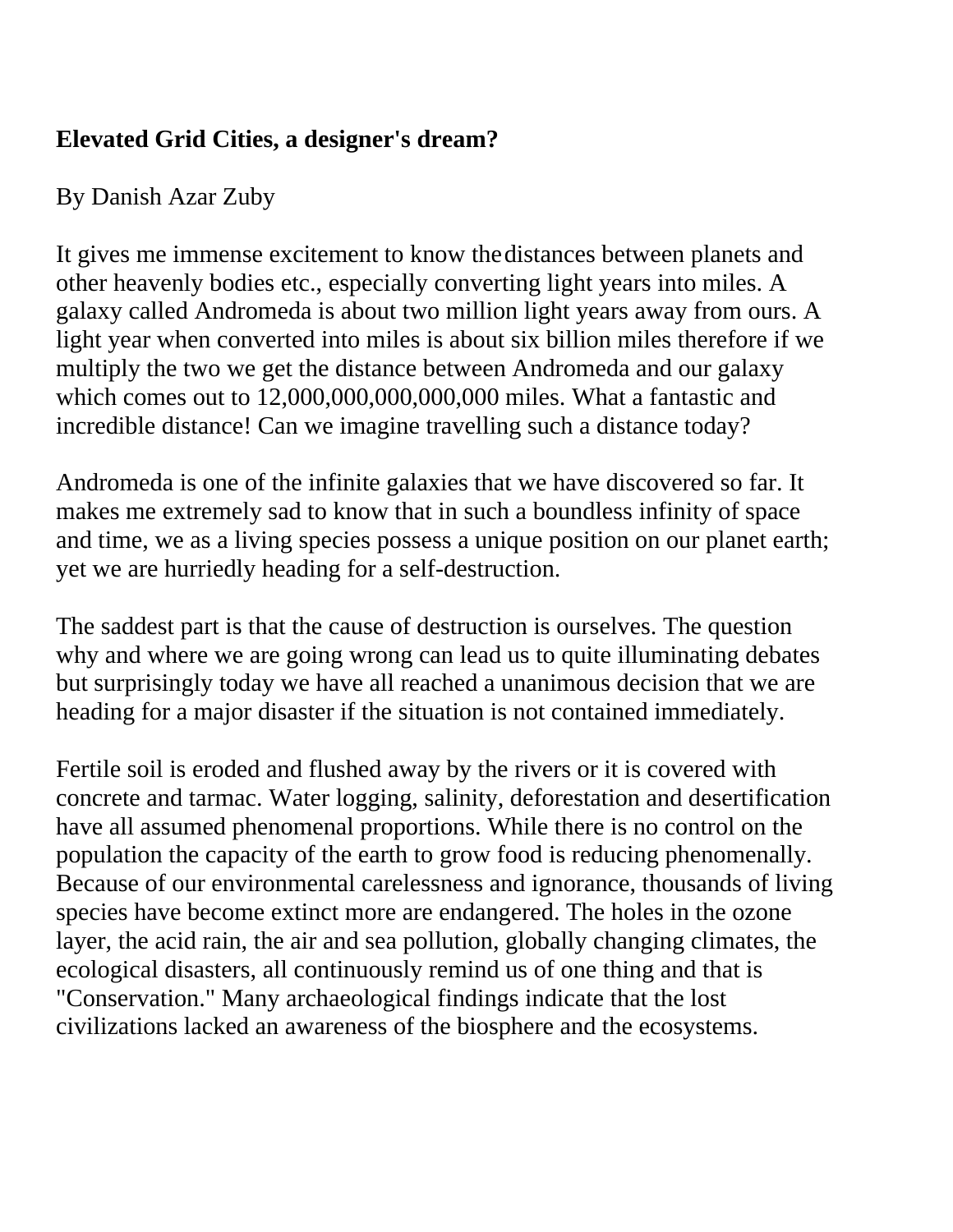**Elevated Grid Cities, a designer's dream?**

By Danish Azar Zuby

It gives me immense excitement to know the distances between planets and other heavenly bodies etc., especially converting light years into miles. A galaxy called Andromeda is about two million light years away from ours. A light year when converted into miles is about six billion miles therefore if we multiply the two we get the distance between Andromeda and our galaxy which comes out to 12,000,000,000,000,000 miles. What a fantastic and incredible distance! Can we imagine travelling such a distance today?

Andromeda is one of the infinite galaxies that we have discovered so far. It makes me extremely sad to know that in such a boundless infinity of space and time, we as a living species possess a unique position on our planet earth; yet we are hurriedly heading for a self-destruction.

The saddest part is that the cause of destruction is ourselves. The question why and where we are going wrong can lead us to quite illuminating debates but surprisingly today we have all reached a unanimous decision that we are heading for a major disaster if the situation is not contained immediately.

Fertile soil is eroded and flushed away by the rivers or it is covered with concrete and tarmac. Water logging, salinity, deforestation and desertification have all assumed phenomenal proportions. While there is no control on the population the capacity of the earth to grow food is reducing phenomenally. Because of our environmental carelessness and ignorance, thousands of living species have become extinct more are endangered. The holes in the ozone layer, the acid rain, the air and sea pollution, globally changing climates, the ecological disasters, all continuously remind us of one thing and that is "Conservation." Many archaeological findings indicate that the lost civilizations lacked an awareness of the biosphere and the ecosystems.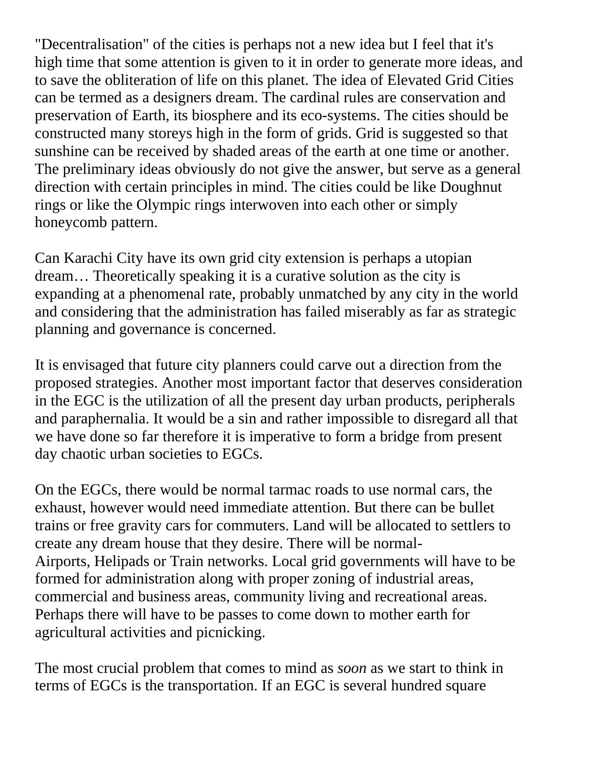"Decentralisation" of the cities is perhaps not a new idea but I feel that it's high time that some attention is given to it in order to generate more ideas, and to save the obliteration of life on this planet. The idea of Elevated Grid Cities can be termed as a designers dream. The cardinal rules are conservation and preservation of Earth, its biosphere and its eco-systems. The cities should be constructed many storeys high in the form of grids. Grid is suggested so that sunshine can be received by shaded areas of the earth at one time or another. The preliminary ideas obviously do not give the answer, but serve as a general direction with certain principles in mind. The cities could be like Doughnut rings or like the Olympic rings interwoven into each other or simply honeycomb pattern.

Can Karachi City have its own grid city extension is perhaps a utopian dream… Theoretically speaking it is a curative solution as the city is expanding at a phenomenal rate, probably unmatched by any city in the world and considering that the administration has failed miserably as far as strategic planning and governance is concerned.

It is envisaged that future city planners could carve out a direction from the proposed strategies. Another most important factor that deserves consideration in the EGC is the utilization of all the present day urban products, peripherals and paraphernalia. It would be a sin and rather impossible to disregard all that we have done so far therefore it is imperative to form a bridge from present day chaotic urban societies to EGCs.

On the EGCs, there would be normal tarmac roads to use normal cars, the exhaust, however would need immediate attention. But there can be bullet trains or free gravity cars for commuters. Land will be allocated to settlers to create any dream house that they desire. There will be normal-Airports, Helipads or Train networks. Local grid governments will have to be formed for administration along with proper zoning of industrial areas, commercial and business areas, community living and recreational areas. Perhaps there will have to be passes to come down to mother earth for agricultural activities and picnicking.

The most crucial problem that comes to mind as *soon* as we start to think in terms of EGCs is the transportation. If an EGC is several hundred square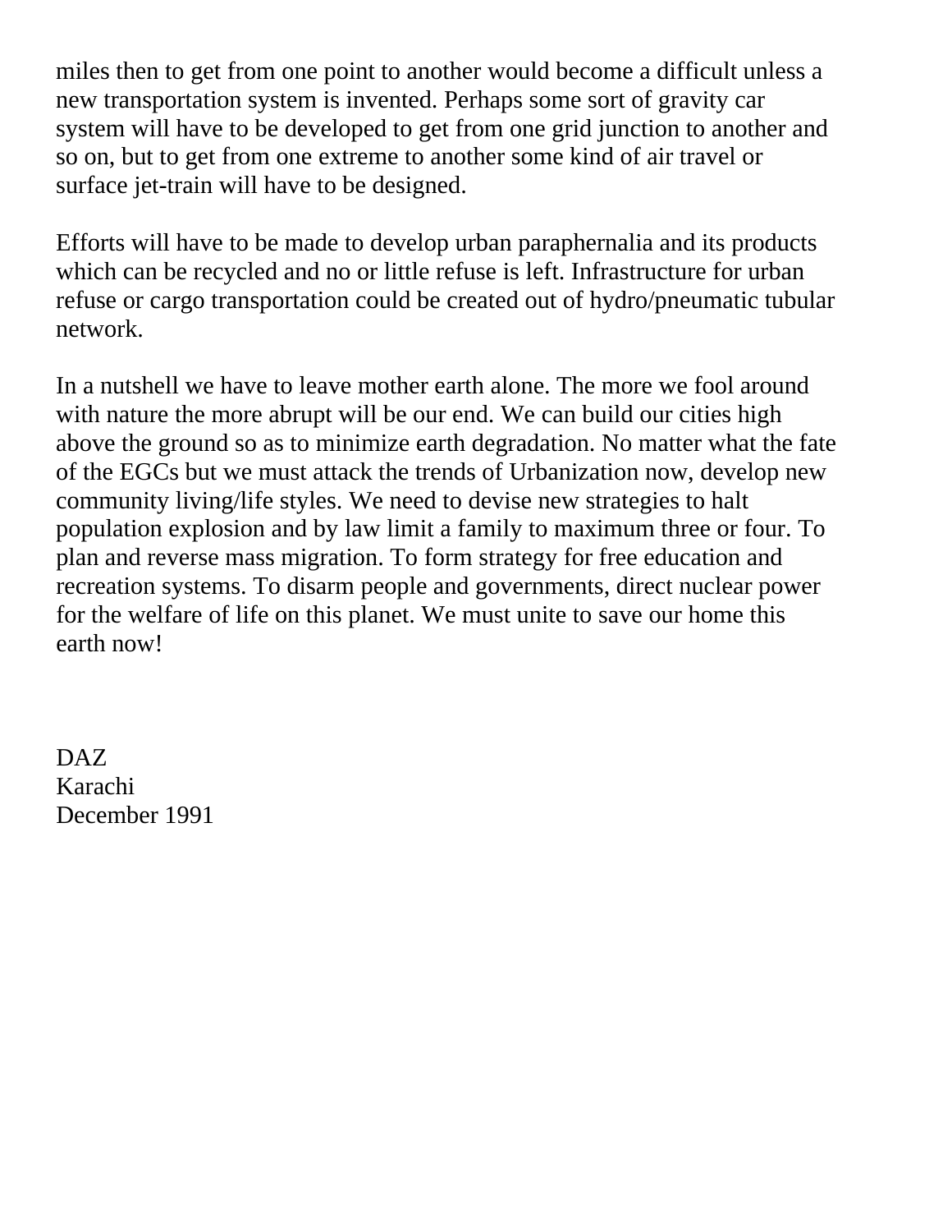miles then to get from one point to another would become a difficult unless a new transportation system is invented. Perhaps some sort of gravity car system will have to be developed to get from one grid junction to another and so on, but to get from one extreme to another some kind of air travel or surface jet-train will have to be designed.

Efforts will have to be made to develop urban paraphernalia and its products which can be recycled and no or little refuse is left. Infrastructure for urban refuse or cargo transportation could be created out of hydro/pneumatic tubular network.

In a nutshell we have to leave mother earth alone. The more we fool around with nature the more abrupt will be our end. We can build our cities high above the ground so as to minimize earth degradation. No matter what the fate of the EGCs but we must attack the trends of Urbanization now, develop new community living/life styles. We need to devise new strategies to halt population explosion and by law limit a family to maximum three or four. To plan and reverse mass migration. To form strategy for free education and recreation systems. To disarm people and governments, direct nuclear power for the welfare of life on this planet. We must unite to save our home this earth now!

DAZ
Karachi
December 1991